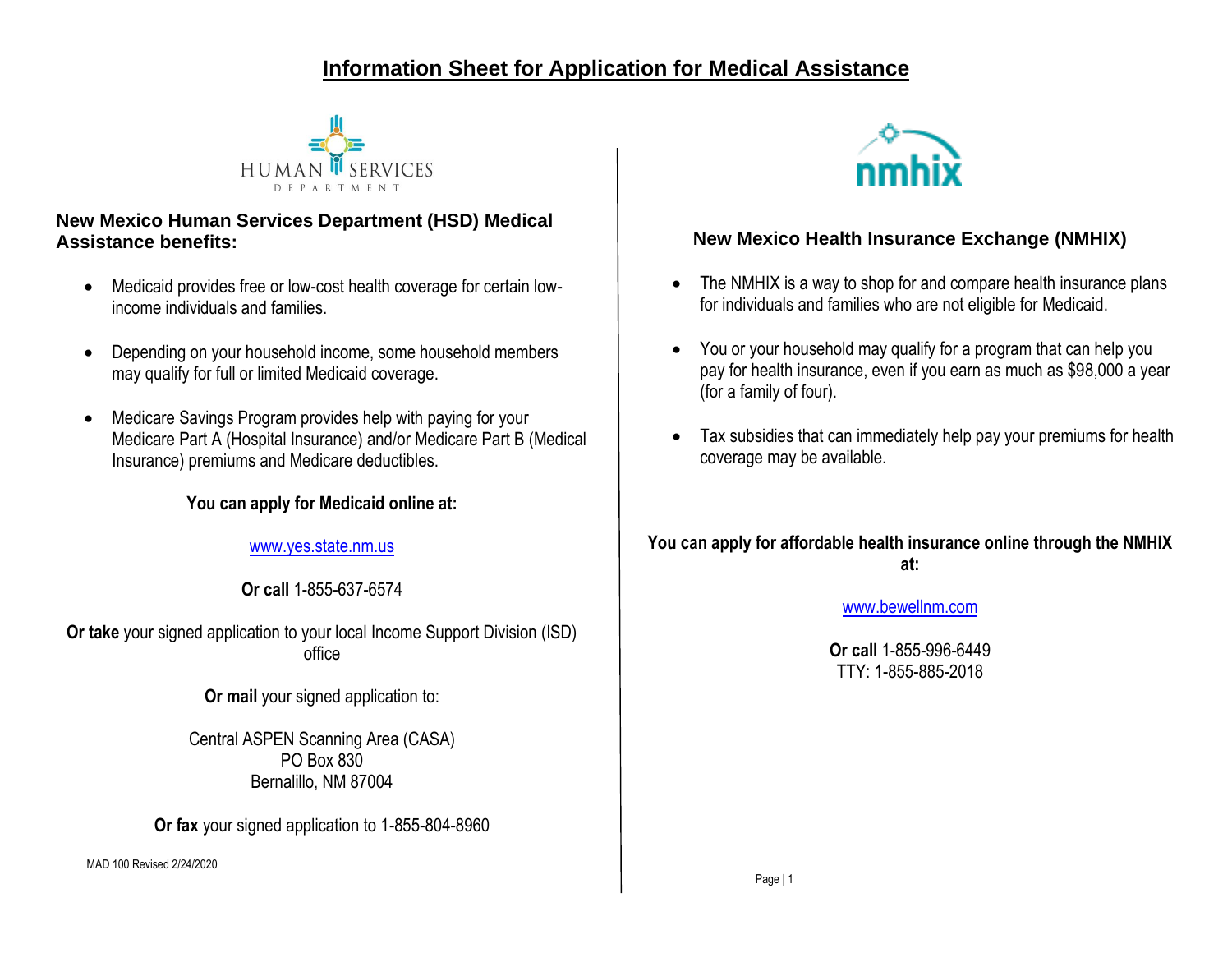# Information Sheet for Application for Medical Assistance

HUMAN SERVICES DEPARTMENT

## New Mexico Human Services Department (HSD) Medical Assistance benefits:

- Medicaid provides free or low-cost health coverage for certain low-income individuals and families.
- Depending on your household income, some household members may qualify for full or limited Medicaid coverage.
- Medicare Savings Program provides help with paying for your Medicare Part A (Hospital Insurance) and/or Medicare Part B (Medical Insurance) premiums and Medicare deductibles.

**You can apply for Medicaid online at:**

www.yes.state.nm.us

**Or call** 1-855-637-6574

**Or take** your signed application to your local Income Support Division (ISD) office

**Or mail** your signed application to:

Central ASPEN Scanning Area (CASA)
PO Box 830
Bernalillo, NM 87004

**Or fax** your signed application to 1-855-804-8960

MAD 100 Revised 2/24/2020

nmhix

## New Mexico Health Insurance Exchange (NMHIX)

- The NMHIX is a way to shop for and compare health insurance plans for individuals and families who are not eligible for Medicaid.
- You or your household may qualify for a program that can help you pay for health insurance, even if you earn as much as $98,000 a year (for a family of four).
- Tax subsidies that can immediately help pay your premiums for health coverage may be available.

**You can apply for affordable health insurance online through the NMHIX at:**

www.bewellnm.com

**Or call** 1-855-996-6449
TTY: 1-855-885-2018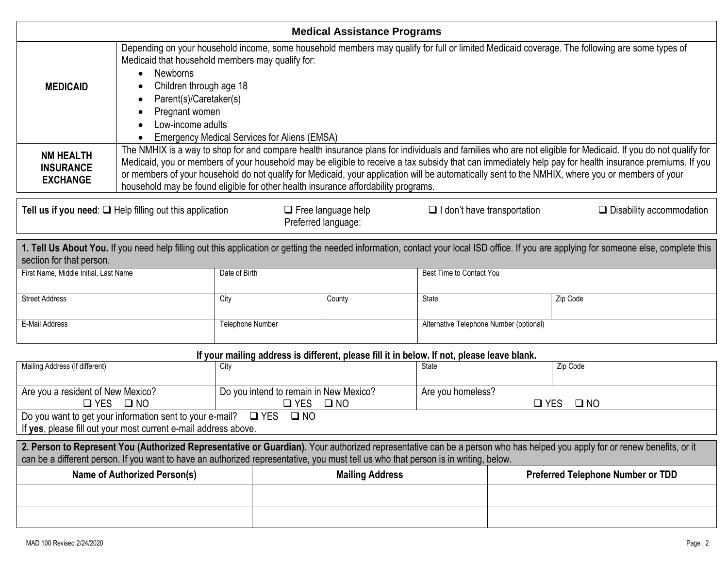## Medical Assistance Programs

| | |
|---|---|
| **MEDICAID** | Depending on your household income, some household members may qualify for full or limited Medicaid coverage. The following are some types of Medicaid that household members may qualify for: <br>• Newborns <br>• Children through age 18 <br>• Parent(s)/Caretaker(s) <br>• Pregnant women <br>• Low-income adults <br>• Emergency Medical Services for Aliens (EMSA) |
| **NM HEALTH INSURANCE EXCHANGE** | The NMHIX is a way to shop for and compare health insurance plans for individuals and families who are not eligible for Medicaid. If you do not qualify for Medicaid, you or members of your household may be eligible to receive a tax subsidy that can immediately help pay for health insurance premiums. If you or members of your household do not qualify for Medicaid, your application will be automatically sent to the NMHIX, where you or members of your household may be found eligible for other health insurance affordability programs. |

**Tell us if you need**: ❑ Help filling out this application ❑ Free language help Preferred language: ❑ I don't have transportation ❑ Disability accommodation

**1. Tell Us About You.** If you need help filling out this application or getting the needed information, contact your local ISD office. If you are applying for someone else, complete this section for that person.

| First Name, Middle Initial, Last Name | Date of Birth | | Best Time to Contact You | |
|---|---|---|---|---|
| Street Address | City | County | State | Zip Code |
| E-Mail Address | Telephone Number | | Alternative Telephone Number (optional) | |

**If your mailing address is different, please fill it in below. If not, please leave blank.**

| Mailing Address (if different) | City | State | Zip Code |
|---|---|---|---|
| Are you a resident of New Mexico? ❑ YES ❑ NO | Do you intend to remain in New Mexico? ❑ YES ❑ NO | Are you homeless? ❑ YES ❑ NO | |

Do you want to get your information sent to your e-mail? ❑ YES ❑ NO
If **yes**, please fill out your most current e-mail address above.

**2. Person to Represent You (Authorized Representative or Guardian).** Your authorized representative can be a person who has helped you apply for or renew benefits, or it can be a different person. If you want to have an authorized representative, you must tell us who that person is in writing, below.

| Name of Authorized Person(s) | Mailing Address | Preferred Telephone Number or TDD |
|---|---|---|
| | | |
| | | |

MAD 100 Revised 2/24/2020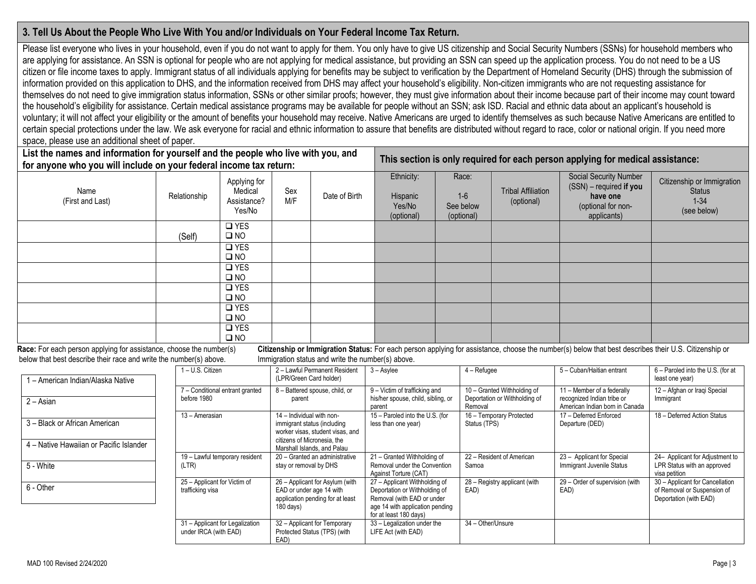## 3. Tell Us About the People Who Live With You and/or Individuals on Your Federal Income Tax Return.

Please list everyone who lives in your household, even if you do not want to apply for them. You only have to give US citizenship and Social Security Numbers (SSNs) for household members who are applying for assistance. An SSN is optional for people who are not applying for medical assistance, but providing an SSN can speed up the application process. You do not need to be a US citizen or file income taxes to apply. Immigrant status of all individuals applying for benefits may be subject to verification by the Department of Homeland Security (DHS) through the submission of information provided on this application to DHS, and the information received from DHS may affect your household's eligibility. Non-citizen immigrants who are not requesting assistance for themselves do not need to give immigration status information, SSNs or other similar proofs; however, they must give information about their income because part of their income may count toward the household's eligibility for assistance. Certain medical assistance programs may be available for people without an SSN; ask ISD. Racial and ethnic data about an applicant's household is voluntary; it will not affect your eligibility or the amount of benefits your household may receive. Native Americans are urged to identify themselves as such because Native Americans are entitled to certain special protections under the law. We ask everyone for racial and ethnic information to assure that benefits are distributed without regard to race, color or national origin. If you need more space, please use an additional sheet of paper.

| **List the names and information for yourself and the people who live with you, and for anyone who you will include on your federal income tax return:** | | | | | **This section is only required for each person applying for medical assistance:** | | | | |
|---|---|---|---|---|---|---|---|---|---|
| Name (First and Last) | Relationship | Applying for Medical Assistance? Yes/No | Sex M/F | Date of Birth | Ethnicity: Hispanic Yes/No (optional) | Race: 1-6 See below (optional) | Tribal Affiliation (optional) | Social Security Number (SSN) – required **if you have one** (optional for non-applicants) | Citizenship or Immigration Status 1-34 (see below) |
| | (Self) | ❑ YES ❑ NO | | | | | | | |
| | | ❑ YES ❑ NO | | | | | | | |
| | | ❑ YES ❑ NO | | | | | | | |
| | | ❑ YES ❑ NO | | | | | | | |
| | | ❑ YES ❑ NO | | | | | | | |
| | | ❑ YES ❑ NO | | | | | | | |

**Race:** For each person applying for assistance, choose the number(s) below that best describe their race and write the number(s) above.

| Race |
|---|
| 1 – American Indian/Alaska Native |
| 2 – Asian |
| 3 – Black or African American |
| 4 – Native Hawaiian or Pacific Islander |
| 5 - White |
| 6 - Other |

**Citizenship or Immigration Status:** For each person applying for assistance, choose the number(s) below that best describes their U.S. Citizenship or Immigration status and write the number(s) above.

| | | | | | |
|---|---|---|---|---|---|
| 1 – U.S. Citizen | 2 – Lawful Permanent Resident (LPR/Green Card holder) | 3 – Asylee | 4 – Refugee | 5 – Cuban/Haitian entrant | 6 – Paroled into the U.S. (for at least one year) |
| 7 – Conditional entrant granted before 1980 | 8 – Battered spouse, child, or parent | 9 – Victim of trafficking and his/her spouse, child, sibling, or parent | 10 – Granted Withholding of Deportation or Withholding of Removal | 11 – Member of a federally recognized Indian tribe or American Indian born in Canada | 12 – Afghan or Iraqi Special Immigrant |
| 13 – Amerasian | 14 – Individual with non-immigrant status (including worker visas, student visas, and citizens of Micronesia, the Marshall Islands, and Palau | 15 – Paroled into the U.S. (for less than one year) | 16 – Temporary Protected Status (TPS) | 17 – Deferred Enforced Departure (DED) | 18 – Deferred Action Status |
| 19 – Lawful temporary resident (LTR) | 20 – Granted an administrative stay or removal by DHS | 21 – Granted Withholding of Removal under the Convention Against Torture (CAT) | 22 – Resident of American Samoa | 23 – Applicant for Special Immigrant Juvenile Status | 24– Applicant for Adjustment to LPR Status with an approved visa petition |
| 25 – Applicant for Victim of trafficking visa | 26 – Applicant for Asylum (with EAD or under age 14 with application pending for at least 180 days) | 27 – Applicant Withholding of Deportation or Withholding of Removal (with EAD or under age 14 with application pending for at least 180 days) | 28 – Registry applicant (with EAD) | 29 – Order of supervision (with EAD) | 30 – Applicant for Cancellation of Removal or Suspension of Deportation (with EAD) |
| 31 – Applicant for Legalization under IRCA (with EAD) | 32 – Applicant for Temporary Protected Status (TPS) (with EAD) | 33 – Legalization under the LIFE Act (with EAD) | 34 – Other/Unsure | | |

MAD 100 Revised 2/24/2020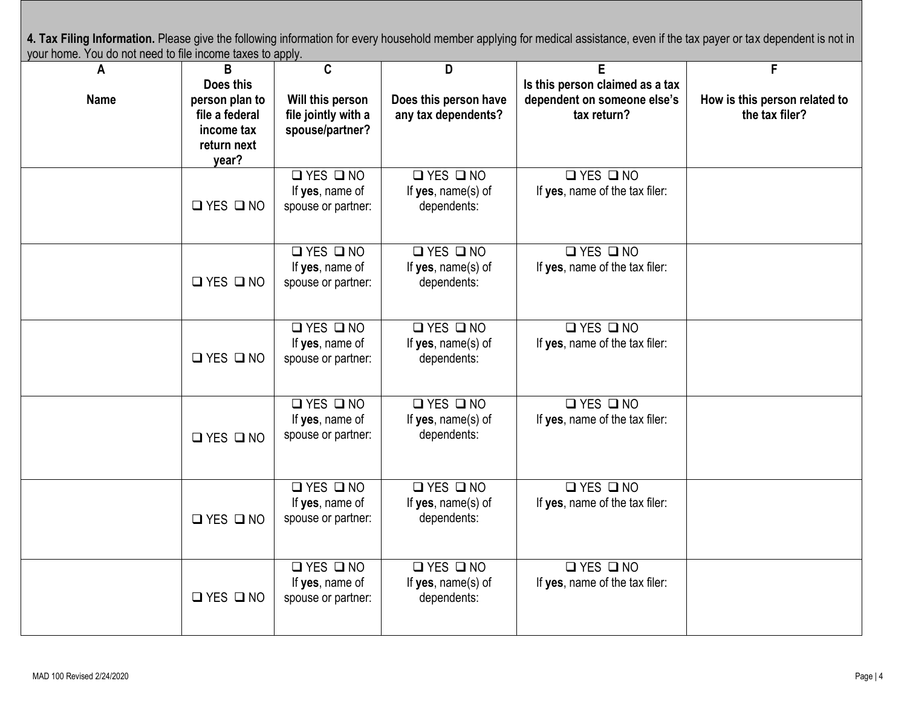**4. Tax Filing Information.** Please give the following information for every household member applying for medical assistance, even if the tax payer or tax dependent is not in your home. You do not need to file income taxes to apply.

| A<br>Name | B<br>Does this person plan to file a federal income tax return next year? | C<br>Will this person file jointly with a spouse/partner? | D<br>Does this person have any tax dependents? | E<br>Is this person claimed as a tax dependent on someone else's tax return? | F<br>How is this person related to the tax filer? |
|---|---|---|---|---|---|
| | ❑ YES ❑ NO | ❑ YES ❑ NO<br>If **yes**, name of spouse or partner: | ❑ YES ❑ NO<br>If **yes**, name(s) of dependents: | ❑ YES ❑ NO<br>If **yes**, name of the tax filer: | |
| | ❑ YES ❑ NO | ❑ YES ❑ NO<br>If **yes**, name of spouse or partner: | ❑ YES ❑ NO<br>If **yes**, name(s) of dependents: | ❑ YES ❑ NO<br>If **yes**, name of the tax filer: | |
| | ❑ YES ❑ NO | ❑ YES ❑ NO<br>If **yes**, name of spouse or partner: | ❑ YES ❑ NO<br>If **yes**, name(s) of dependents: | ❑ YES ❑ NO<br>If **yes**, name of the tax filer: | |
| | ❑ YES ❑ NO | ❑ YES ❑ NO<br>If **yes**, name of spouse or partner: | ❑ YES ❑ NO<br>If **yes**, name(s) of dependents: | ❑ YES ❑ NO<br>If **yes**, name of the tax filer: | |
| | ❑ YES ❑ NO | ❑ YES ❑ NO<br>If **yes**, name of spouse or partner: | ❑ YES ❑ NO<br>If **yes**, name(s) of dependents: | ❑ YES ❑ NO<br>If **yes**, name of the tax filer: | |
| | ❑ YES ❑ NO | ❑ YES ❑ NO<br>If **yes**, name of spouse or partner: | ❑ YES ❑ NO<br>If **yes**, name(s) of dependents: | ❑ YES ❑ NO<br>If **yes**, name of the tax filer: | |

MAD 100 Revised 2/24/2020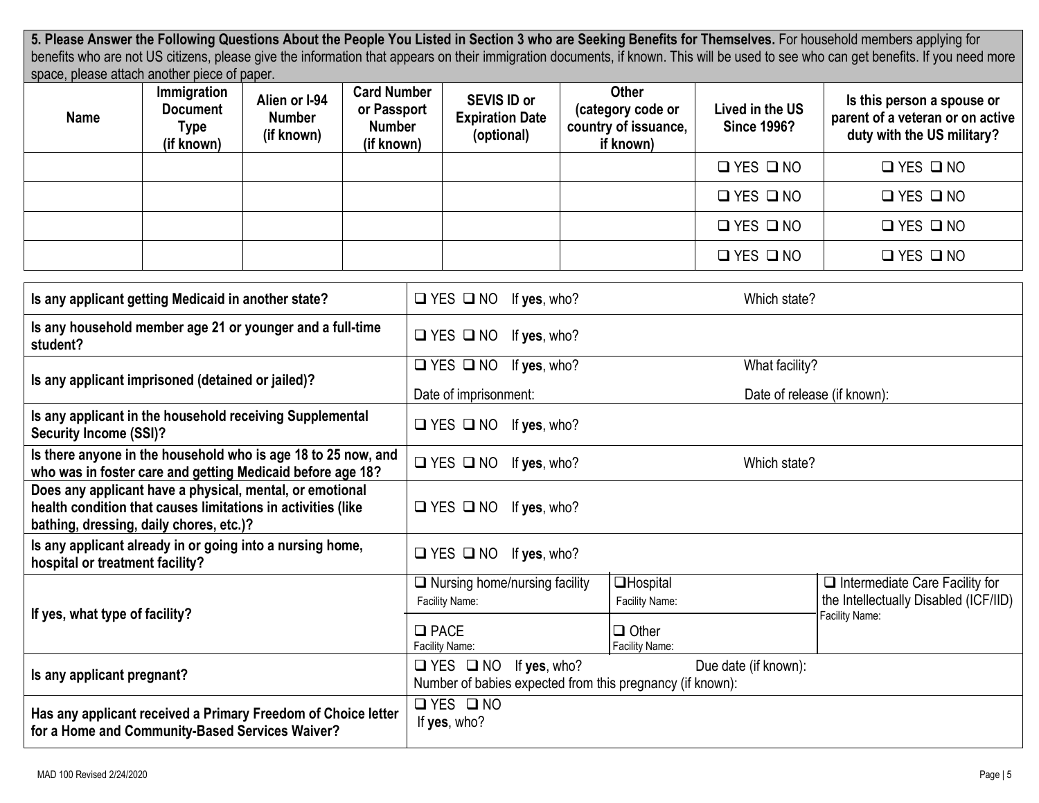**5. Please Answer the Following Questions About the People You Listed in Section 3 who are Seeking Benefits for Themselves.** For household members applying for benefits who are not US citizens, please give the information that appears on their immigration documents, if known. This will be used to see who can get benefits. If you need more space, please attach another piece of paper.

| Name | Immigration Document Type (if known) | Alien or I-94 Number (if known) | Card Number or Passport Number (if known) | SEVIS ID or Expiration Date (optional) | Other (category code or country of issuance, if known) | Lived in the US Since 1996? | Is this person a spouse or parent of a veteran or on active duty with the US military? |
|---|---|---|---|---|---|---|---|
| | | | | | | ❑ YES ❑ NO | ❑ YES ❑ NO |
| | | | | | | ❑ YES ❑ NO | ❑ YES ❑ NO |
| | | | | | | ❑ YES ❑ NO | ❑ YES ❑ NO |
| | | | | | | ❑ YES ❑ NO | ❑ YES ❑ NO |

| Question | Response | | |
|---|---|---|---|
| **Is any applicant getting Medicaid in another state?** | ❑ YES ❑ NO If **yes**, who? | Which state? | |
| **Is any household member age 21 or younger and a full-time student?** | ❑ YES ❑ NO If **yes**, who? | | |
| **Is any applicant imprisoned (detained or jailed)?** | ❑ YES ❑ NO If **yes**, who? Date of imprisonment: | What facility? Date of release (if known): | |
| **Is any applicant in the household receiving Supplemental Security Income (SSI)?** | ❑ YES ❑ NO If **yes**, who? | | |
| **Is there anyone in the household who is age 18 to 25 now, and who was in foster care and getting Medicaid before age 18?** | ❑ YES ❑ NO If **yes**, who? | Which state? | |
| **Does any applicant have a physical, mental, or emotional health condition that causes limitations in activities (like bathing, dressing, daily chores, etc.)?** | ❑ YES ❑ NO If **yes**, who? | | |
| **Is any applicant already in or going into a nursing home, hospital or treatment facility?** | ❑ YES ❑ NO If **yes**, who? | | |
| **If yes, what type of facility?** | ❑ Nursing home/nursing facility Facility Name: | ❑ Hospital Facility Name: | ❑ Intermediate Care Facility for the Intellectually Disabled (ICF/IID) Facility Name: |
| | ❑ PACE Facility Name: | ❑ Other Facility Name: | |
| **Is any applicant pregnant?** | ❑ YES ❑ NO If **yes**, who? Number of babies expected from this pregnancy (if known): | Due date (if known): | |
| **Has any applicant received a Primary Freedom of Choice letter for a Home and Community-Based Services Waiver?** | ❑ YES ❑ NO If **yes**, who? | | |

MAD 100 Revised 2/24/2020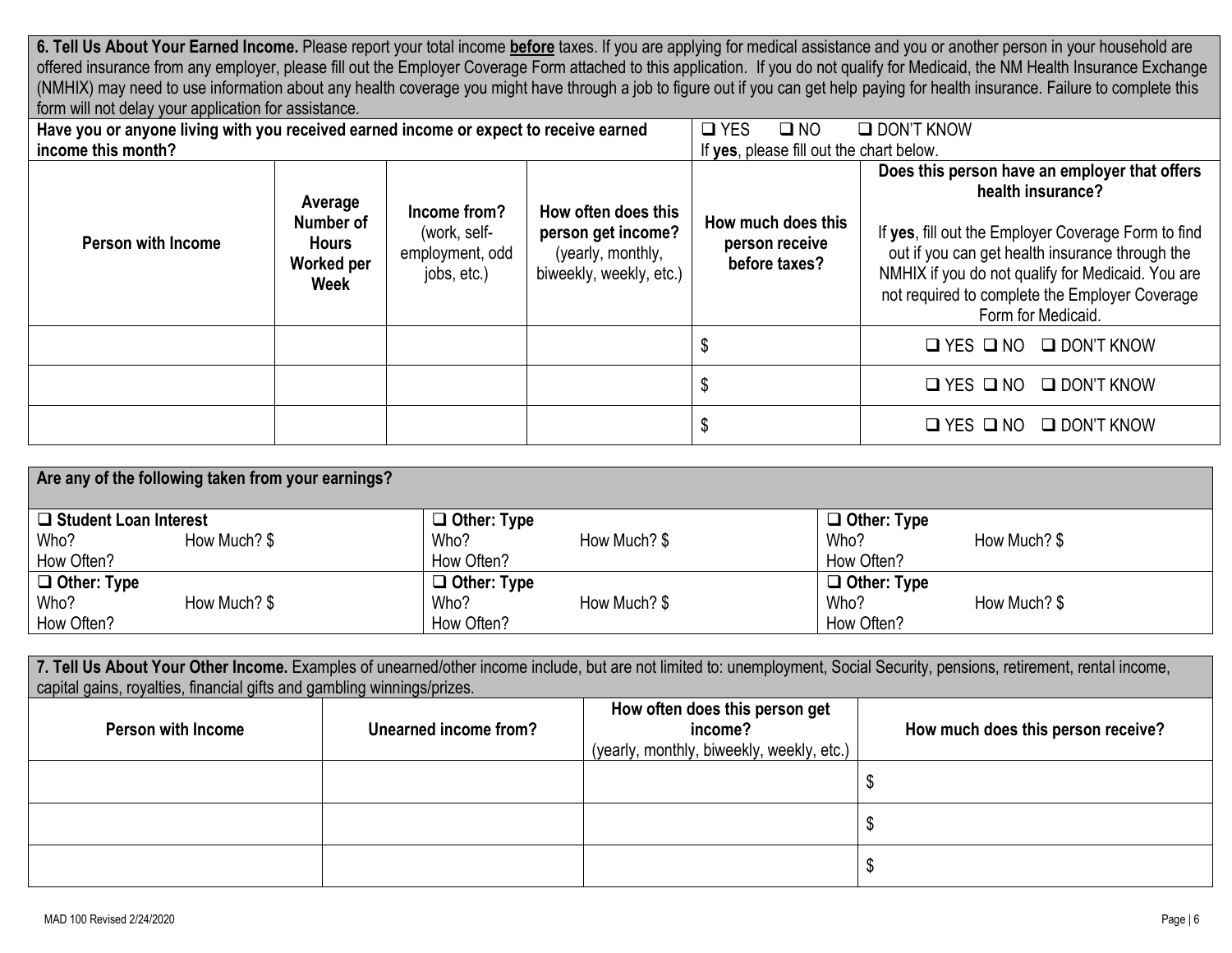**6. Tell Us About Your Earned Income.** Please report your total income **before** taxes. If you are applying for medical assistance and you or another person in your household are offered insurance from any employer, please fill out the Employer Coverage Form attached to this application. If you do not qualify for Medicaid, the NM Health Insurance Exchange (NMHIX) may need to use information about any health coverage you might have through a job to figure out if you can get help paying for health insurance. Failure to complete this form will not delay your application for assistance.

**Have you or anyone living with you received earned income or expect to receive earned income this month?** ❑ YES ❑ NO ❑ DON'T KNOW
If **yes**, please fill out the chart below.

| Person with Income | Average Number of Hours Worked per Week | Income from? (work, self-employment, odd jobs, etc.) | How often does this person get income? (yearly, monthly, biweekly, weekly, etc.) | How much does this person receive before taxes? | Does this person have an employer that offers health insurance? If **yes**, fill out the Employer Coverage Form to find out if you can get health insurance through the NMHIX if you do not qualify for Medicaid. You are not required to complete the Employer Coverage Form for Medicaid. |
|---|---|---|---|---|---|
| | | | | $ | ❑ YES ❑ NO ❑ DON'T KNOW |
| | | | | $ | ❑ YES ❑ NO ❑ DON'T KNOW |
| | | | | $ | ❑ YES ❑ NO ❑ DON'T KNOW |

**Are any of the following taken from your earnings?**

| | | |
|---|---|---|
| ❑ **Student Loan Interest** Who? How Much? $ How Often? | ❑ **Other: Type** Who? How Much? $ How Often? | ❑ **Other: Type** Who? How Much? $ How Often? |
| ❑ **Other: Type** Who? How Much? $ How Often? | ❑ **Other: Type** Who? How Much? $ How Often? | ❑ **Other: Type** Who? How Much? $ How Often? |

**7. Tell Us About Your Other Income.** Examples of unearned/other income include, but are not limited to: unemployment, Social Security, pensions, retirement, rental income, capital gains, royalties, financial gifts and gambling winnings/prizes.

| Person with Income | Unearned income from? | How often does this person get income? (yearly, monthly, biweekly, weekly, etc.) | How much does this person receive? |
|---|---|---|---|
| | | | $ |
| | | | $ |
| | | | $ |

MAD 100 Revised 2/24/2020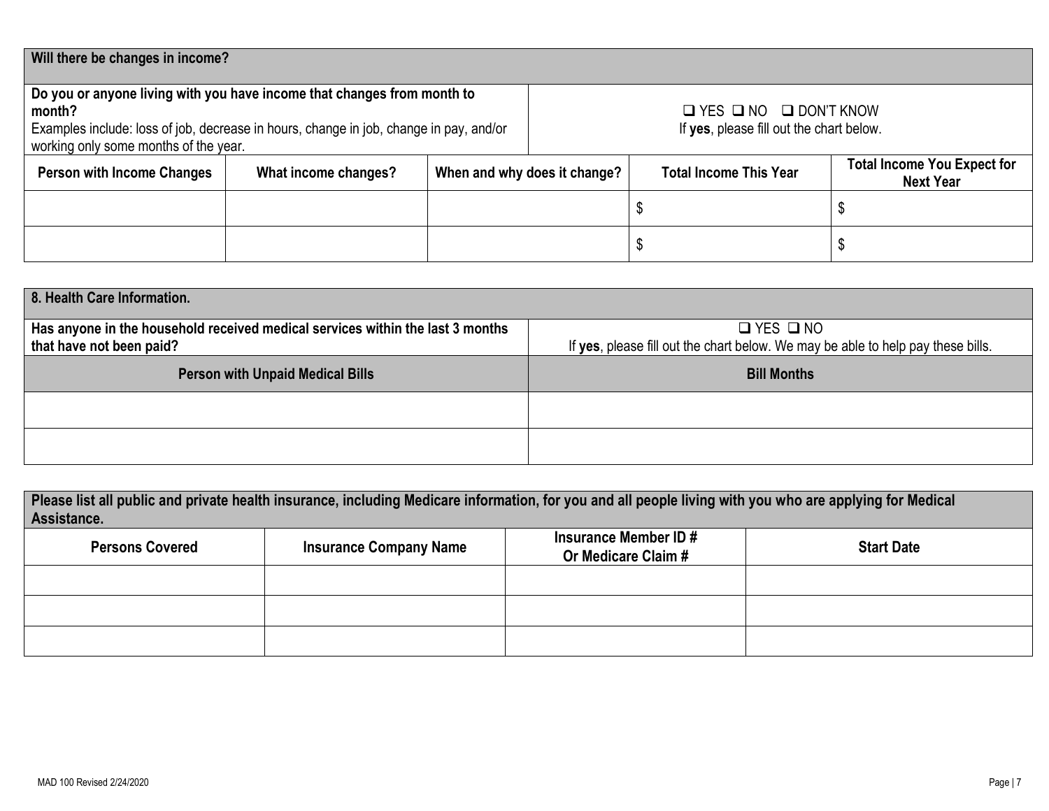**Will there be changes in income?**

**Do you or anyone living with you have income that changes from month to month?**
Examples include: loss of job, decrease in hours, change in job, change in pay, and/or working only some months of the year.

❑ YES ❑ NO ❑ DON'T KNOW
If **yes**, please fill out the chart below.

| Person with Income Changes | What income changes? | When and why does it change? | Total Income This Year | Total Income You Expect for Next Year |
|---|---|---|---|---|
| | | | $ | $ |
| | | | $ | $ |

## 8. Health Care Information.

**Has anyone in the household received medical services within the last 3 months that have not been paid?**

❑ YES ❑ NO
If **yes**, please fill out the chart below. We may be able to help pay these bills.

| Person with Unpaid Medical Bills | Bill Months |
|---|---|
| | |
| | |

**Please list all public and private health insurance, including Medicare information, for you and all people living with you who are applying for Medical Assistance.**

| Persons Covered | Insurance Company Name | Insurance Member ID # Or Medicare Claim # | Start Date |
|---|---|---|---|
| | | | |
| | | | |
| | | | |

MAD 100 Revised 2/24/2020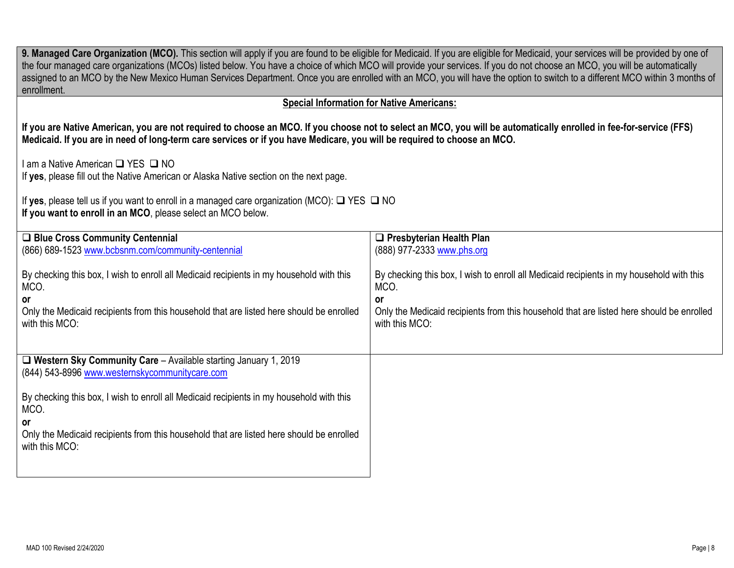**9. Managed Care Organization (MCO).** This section will apply if you are found to be eligible for Medicaid. If you are eligible for Medicaid, your services will be provided by one of the four managed care organizations (MCOs) listed below. You have a choice of which MCO will provide your services. If you do not choose an MCO, you will be automatically assigned to an MCO by the New Mexico Human Services Department. Once you are enrolled with an MCO, you will have the option to switch to a different MCO within 3 months of enrollment.

**Special Information for Native Americans:**

**If you are Native American, you are not required to choose an MCO. If you choose not to select an MCO, you will be automatically enrolled in fee-for-service (FFS) Medicaid. If you are in need of long-term care services or if you have Medicare, you will be required to choose an MCO.**

I am a Native American ❑ YES ❑ NO
If **yes**, please fill out the Native American or Alaska Native section on the next page.

If **yes**, please tell us if you want to enroll in a managed care organization (MCO): ❑ YES ❑ NO
**If you want to enroll in an MCO**, please select an MCO below.

| | |
|---|---|
| ❑ **Blue Cross Community Centennial**<br>(866) 689-1523 www.bcbsnm.com/community-centennial<br><br>By checking this box, I wish to enroll all Medicaid recipients in my household with this MCO.<br>**or**<br>Only the Medicaid recipients from this household that are listed here should be enrolled with this MCO: | ❑ **Presbyterian Health Plan**<br>(888) 977-2333 www.phs.org<br><br>By checking this box, I wish to enroll all Medicaid recipients in my household with this MCO.<br>**or**<br>Only the Medicaid recipients from this household that are listed here should be enrolled with this MCO: |
| ❑ **Western Sky Community Care** – Available starting January 1, 2019<br>(844) 543-8996 www.westernskycommunitycare.com<br><br>By checking this box, I wish to enroll all Medicaid recipients in my household with this MCO.<br>**or**<br>Only the Medicaid recipients from this household that are listed here should be enrolled with this MCO: | |

MAD 100 Revised 2/24/2020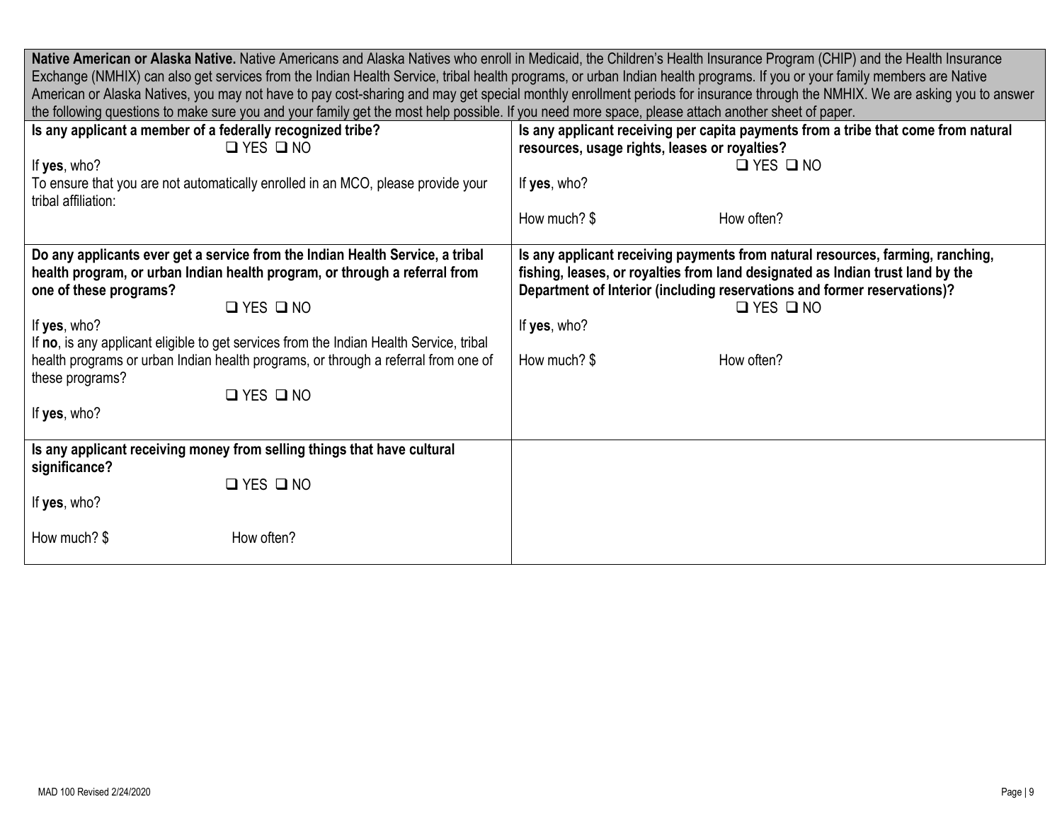**Native American or Alaska Native.** Native Americans and Alaska Natives who enroll in Medicaid, the Children's Health Insurance Program (CHIP) and the Health Insurance Exchange (NMHIX) can also get services from the Indian Health Service, tribal health programs, or urban Indian health programs. If you or your family members are Native American or Alaska Natives, you may not have to pay cost-sharing and may get special monthly enrollment periods for insurance through the NMHIX. We are asking you to answer the following questions to make sure you and your family get the most help possible. If you need more space, please attach another sheet of paper.

**Is any applicant a member of a federally recognized tribe?**

❑ YES ❑ NO

If **yes**, who?

To ensure that you are not automatically enrolled in an MCO, please provide your tribal affiliation:

**Do any applicants ever get a service from the Indian Health Service, a tribal health program, or urban Indian health program, or through a referral from one of these programs?**

❑ YES ❑ NO

If **yes**, who?

If **no**, is any applicant eligible to get services from the Indian Health Service, tribal health programs or urban Indian health programs, or through a referral from one of these programs?

❑ YES ❑ NO

If **yes**, who?

**Is any applicant receiving money from selling things that have cultural significance?**

❑ YES ❑ NO

If **yes**, who?

How much? $ How often?

**Is any applicant receiving per capita payments from a tribe that come from natural resources, usage rights, leases or royalties?**

❑ YES ❑ NO

If **yes**, who?

How much? $ How often?

**Is any applicant receiving payments from natural resources, farming, ranching, fishing, leases, or royalties from land designated as Indian trust land by the Department of Interior (including reservations and former reservations)?**

❑ YES ❑ NO

If **yes**, who?

How much? $ How often?

MAD 100 Revised 2/24/2020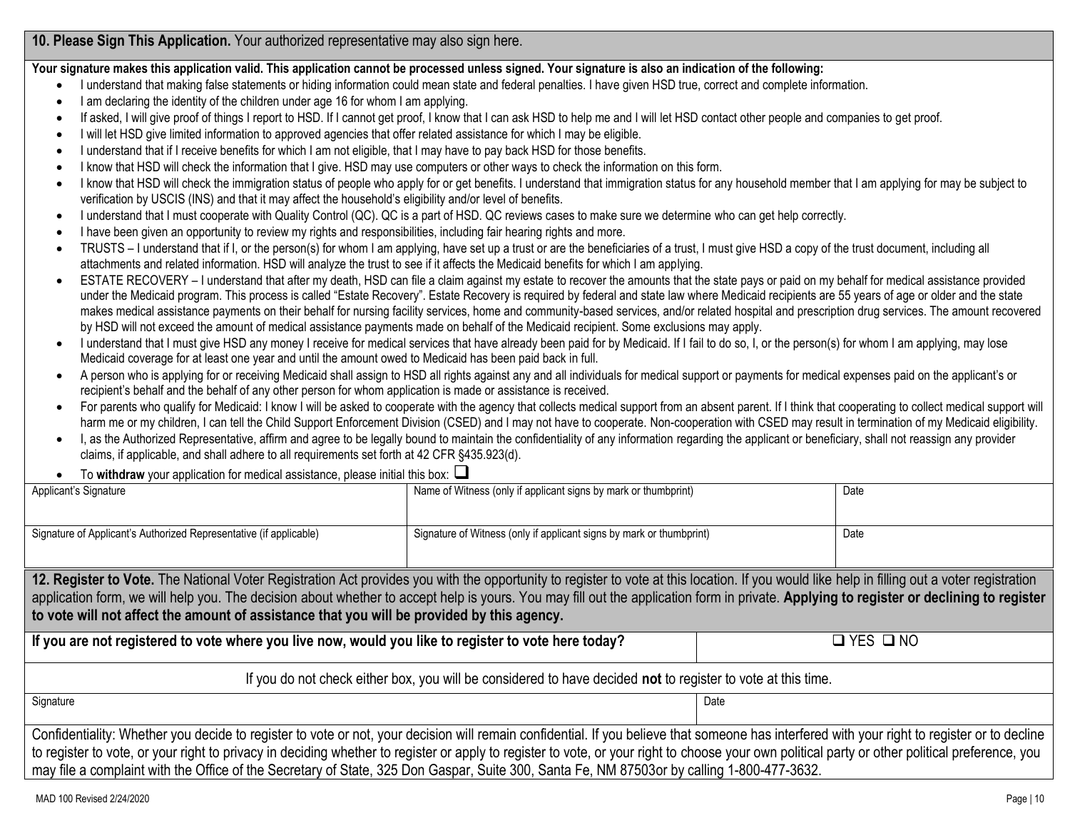## 10. Please Sign This Application.

Your authorized representative may also sign here.

**Your signature makes this application valid. This application cannot be processed unless signed. Your signature is also an indication of the following:**

- I understand that making false statements or hiding information could mean state and federal penalties. I have given HSD true, correct and complete information.
- I am declaring the identity of the children under age 16 for whom I am applying.
- If asked, I will give proof of things I report to HSD. If I cannot get proof, I know that I can ask HSD to help me and I will let HSD contact other people and companies to get proof.
- I will let HSD give limited information to approved agencies that offer related assistance for which I may be eligible.
- I understand that if I receive benefits for which I am not eligible, that I may have to pay back HSD for those benefits.
- I know that HSD will check the information that I give. HSD may use computers or other ways to check the information on this form.
- I know that HSD will check the immigration status of people who apply for or get benefits. I understand that immigration status for any household member that I am applying for may be subject to verification by USCIS (INS) and that it may affect the household's eligibility and/or level of benefits.
- I understand that I must cooperate with Quality Control (QC). QC is a part of HSD. QC reviews cases to make sure we determine who can get help correctly.
- I have been given an opportunity to review my rights and responsibilities, including fair hearing rights and more.
- TRUSTS – I understand that if I, or the person(s) for whom I am applying, have set up a trust or are the beneficiaries of a trust, I must give HSD a copy of the trust document, including all attachments and related information. HSD will analyze the trust to see if it affects the Medicaid benefits for which I am applying.
- ESTATE RECOVERY – I understand that after my death, HSD can file a claim against my estate to recover the amounts that the state pays or paid on my behalf for medical assistance provided under the Medicaid program. This process is called "Estate Recovery". Estate Recovery is required by federal and state law where Medicaid recipients are 55 years of age or older and the state makes medical assistance payments on their behalf for nursing facility services, home and community-based services, and/or related hospital and prescription drug services. The amount recovered by HSD will not exceed the amount of medical assistance payments made on behalf of the Medicaid recipient. Some exclusions may apply.
- I understand that I must give HSD any money I receive for medical services that have already been paid for by Medicaid. If I fail to do so, I, or the person(s) for whom I am applying, may lose Medicaid coverage for at least one year and until the amount owed to Medicaid has been paid back in full.
- A person who is applying for or receiving Medicaid shall assign to HSD all rights against any and all individuals for medical support or payments for medical expenses paid on the applicant's or recipient's behalf and the behalf of any other person for whom application is made or assistance is received.
- For parents who qualify for Medicaid: I know I will be asked to cooperate with the agency that collects medical support from an absent parent. If I think that cooperating to collect medical support will harm me or my children, I can tell the Child Support Enforcement Division (CSED) and I may not have to cooperate. Non-cooperation with CSED may result in termination of my Medicaid eligibility.
- I, as the Authorized Representative, affirm and agree to be legally bound to maintain the confidentiality of any information regarding the applicant or beneficiary, shall not reassign any provider claims, if applicable, and shall adhere to all requirements set forth at 42 CFR §435.923(d).
- To **withdraw** your application for medical assistance, please initial this box: ☐

| Applicant's Signature | Name of Witness (only if applicant signs by mark or thumbprint) | Date |
|---|---|---|
| Signature of Applicant's Authorized Representative (if applicable) | Signature of Witness (only if applicant signs by mark or thumbprint) | Date |

## 12. Register to Vote.

The National Voter Registration Act provides you with the opportunity to register to vote at this location. If you would like help in filling out a voter registration application form, we will help you. The decision about whether to accept help is yours. You may fill out the application form in private. **Applying to register or declining to register to vote will not affect the amount of assistance that you will be provided by this agency.**

| **If you are not registered to vote where you live now, would you like to register to vote here today?** | ☐ YES ☐ NO |
|---|---|

If you do not check either box, you will be considered to have decided **not** to register to vote at this time.

| Signature | Date |
|---|---|

Confidentiality: Whether you decide to register to vote or not, your decision will remain confidential. If you believe that someone has interfered with your right to register or to decline to register to vote, or your right to privacy in deciding whether to register or apply to register to vote, or your right to choose your own political party or other political preference, you may file a complaint with the Office of the Secretary of State, 325 Don Gaspar, Suite 300, Santa Fe, NM 87503or by calling 1-800-477-3632.

MAD 100 Revised 2/24/2020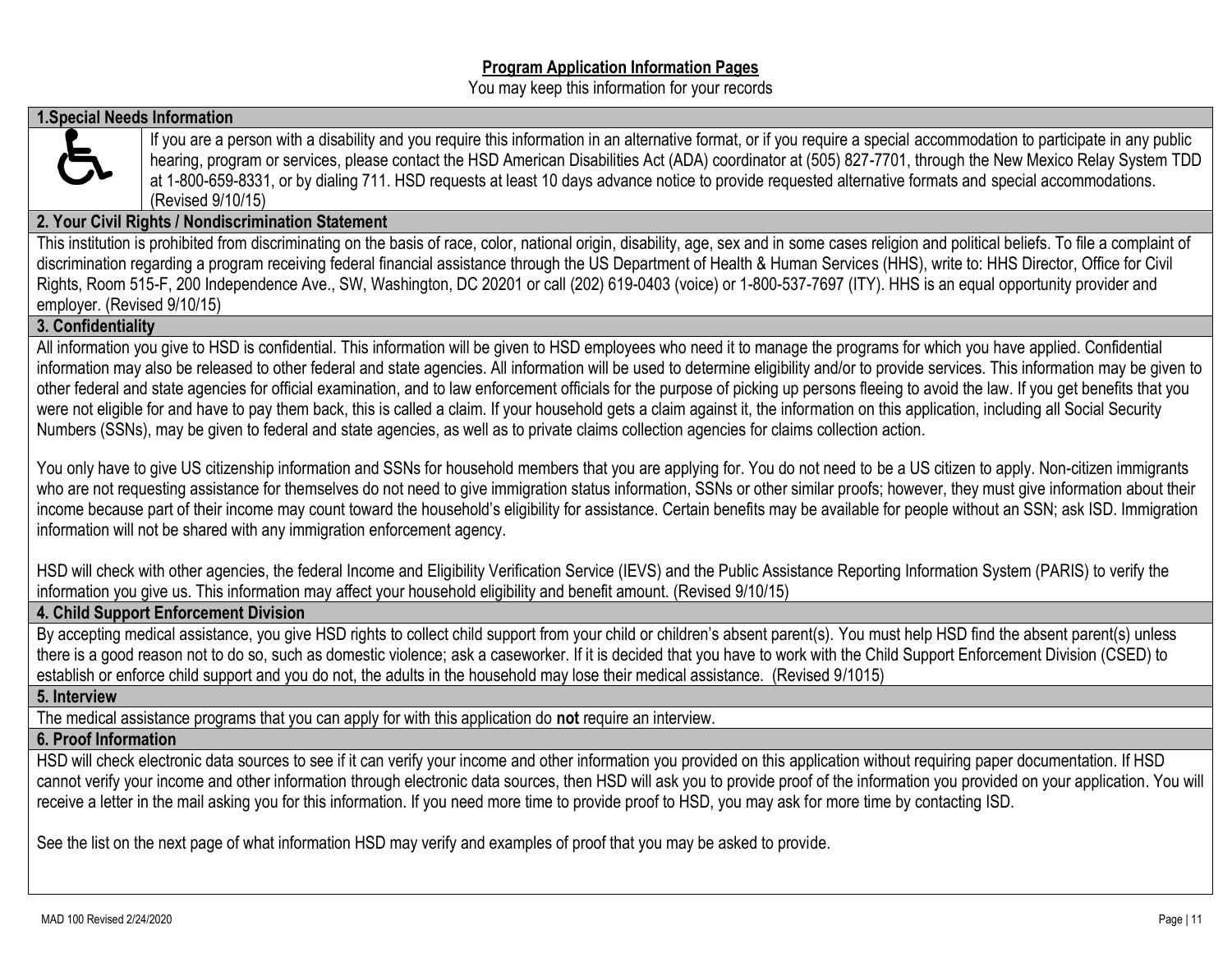**Program Application Information Pages**

You may keep this information for your records

## 1. Special Needs Information

If you are a person with a disability and you require this information in an alternative format, or if you require a special accommodation to participate in any public hearing, program or services, please contact the HSD American Disabilities Act (ADA) coordinator at (505) 827-7701, through the New Mexico Relay System TDD at 1-800-659-8331, or by dialing 711. HSD requests at least 10 days advance notice to provide requested alternative formats and special accommodations. (Revised 9/10/15)

## 2. Your Civil Rights / Nondiscrimination Statement

This institution is prohibited from discriminating on the basis of race, color, national origin, disability, age, sex and in some cases religion and political beliefs. To file a complaint of discrimination regarding a program receiving federal financial assistance through the US Department of Health & Human Services (HHS), write to: HHS Director, Office for Civil Rights, Room 515-F, 200 Independence Ave., SW, Washington, DC 20201 or call (202) 619-0403 (voice) or 1-800-537-7697 (ITY). HHS is an equal opportunity provider and employer. (Revised 9/10/15)

## 3. Confidentiality

All information you give to HSD is confidential. This information will be given to HSD employees who need it to manage the programs for which you have applied. Confidential information may also be released to other federal and state agencies. All information will be used to determine eligibility and/or to provide services. This information may be given to other federal and state agencies for official examination, and to law enforcement officials for the purpose of picking up persons fleeing to avoid the law. If you get benefits that you were not eligible for and have to pay them back, this is called a claim. If your household gets a claim against it, the information on this application, including all Social Security Numbers (SSNs), may be given to federal and state agencies, as well as to private claims collection agencies for claims collection action.

You only have to give US citizenship information and SSNs for household members that you are applying for. You do not need to be a US citizen to apply. Non-citizen immigrants who are not requesting assistance for themselves do not need to give immigration status information, SSNs or other similar proofs; however, they must give information about their income because part of their income may count toward the household's eligibility for assistance. Certain benefits may be available for people without an SSN; ask ISD. Immigration information will not be shared with any immigration enforcement agency.

HSD will check with other agencies, the federal Income and Eligibility Verification Service (IEVS) and the Public Assistance Reporting Information System (PARIS) to verify the information you give us. This information may affect your household eligibility and benefit amount. (Revised 9/10/15)

## 4. Child Support Enforcement Division

By accepting medical assistance, you give HSD rights to collect child support from your child or children's absent parent(s). You must help HSD find the absent parent(s) unless there is a good reason not to do so, such as domestic violence; ask a caseworker. If it is decided that you have to work with the Child Support Enforcement Division (CSED) to establish or enforce child support and you do not, the adults in the household may lose their medical assistance. (Revised 9/1015)

## 5. Interview

The medical assistance programs that you can apply for with this application do **not** require an interview.

## 6. Proof Information

HSD will check electronic data sources to see if it can verify your income and other information you provided on this application without requiring paper documentation. If HSD cannot verify your income and other information through electronic data sources, then HSD will ask you to provide proof of the information you provided on your application. You will receive a letter in the mail asking you for this information. If you need more time to provide proof to HSD, you may ask for more time by contacting ISD.

See the list on the next page of what information HSD may verify and examples of proof that you may be asked to provide.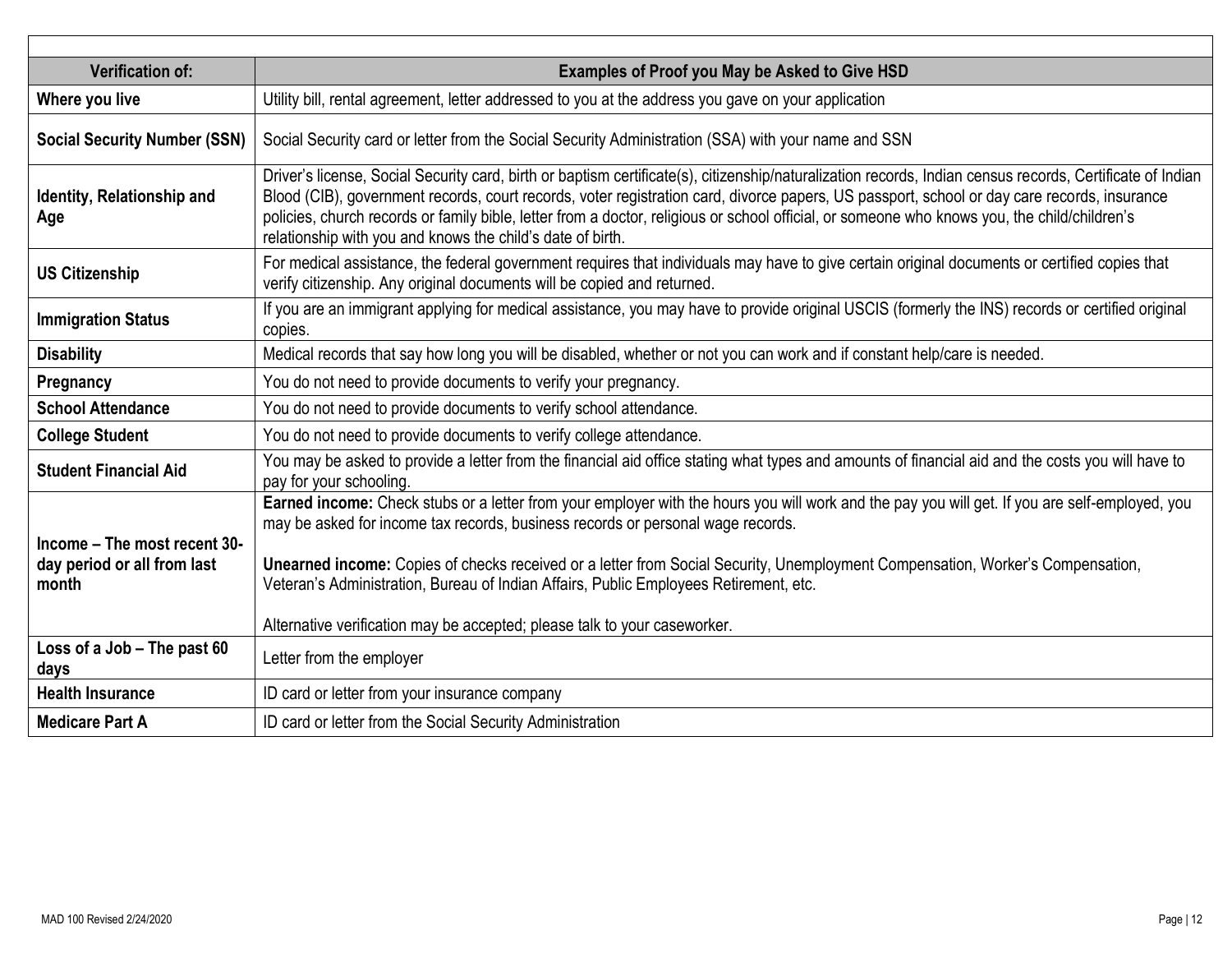| Verification of: | Examples of Proof you May be Asked to Give HSD |
| --- | --- |
| **Where you live** | Utility bill, rental agreement, letter addressed to you at the address you gave on your application |
| **Social Security Number (SSN)** | Social Security card or letter from the Social Security Administration (SSA) with your name and SSN |
| **Identity, Relationship and Age** | Driver's license, Social Security card, birth or baptism certificate(s), citizenship/naturalization records, Indian census records, Certificate of Indian Blood (CIB), government records, court records, voter registration card, divorce papers, US passport, school or day care records, insurance policies, church records or family bible, letter from a doctor, religious or school official, or someone who knows you, the child/children's relationship with you and knows the child's date of birth. |
| **US Citizenship** | For medical assistance, the federal government requires that individuals may have to give certain original documents or certified copies that verify citizenship. Any original documents will be copied and returned. |
| **Immigration Status** | If you are an immigrant applying for medical assistance, you may have to provide original USCIS (formerly the INS) records or certified original copies. |
| **Disability** | Medical records that say how long you will be disabled, whether or not you can work and if constant help/care is needed. |
| **Pregnancy** | You do not need to provide documents to verify your pregnancy. |
| **School Attendance** | You do not need to provide documents to verify school attendance. |
| **College Student** | You do not need to provide documents to verify college attendance. |
| **Student Financial Aid** | You may be asked to provide a letter from the financial aid office stating what types and amounts of financial aid and the costs you will have to pay for your schooling. |
| **Income – The most recent 30-day period or all from last month** | **Earned income:** Check stubs or a letter from your employer with the hours you will work and the pay you will get. If you are self-employed, you may be asked for income tax records, business records or personal wage records.<br><br>**Unearned income:** Copies of checks received or a letter from Social Security, Unemployment Compensation, Worker's Compensation, Veteran's Administration, Bureau of Indian Affairs, Public Employees Retirement, etc.<br><br>Alternative verification may be accepted; please talk to your caseworker. |
| **Loss of a Job – The past 60 days** | Letter from the employer |
| **Health Insurance** | ID card or letter from your insurance company |
| **Medicare Part A** | ID card or letter from the Social Security Administration |

MAD 100 Revised 2/24/2020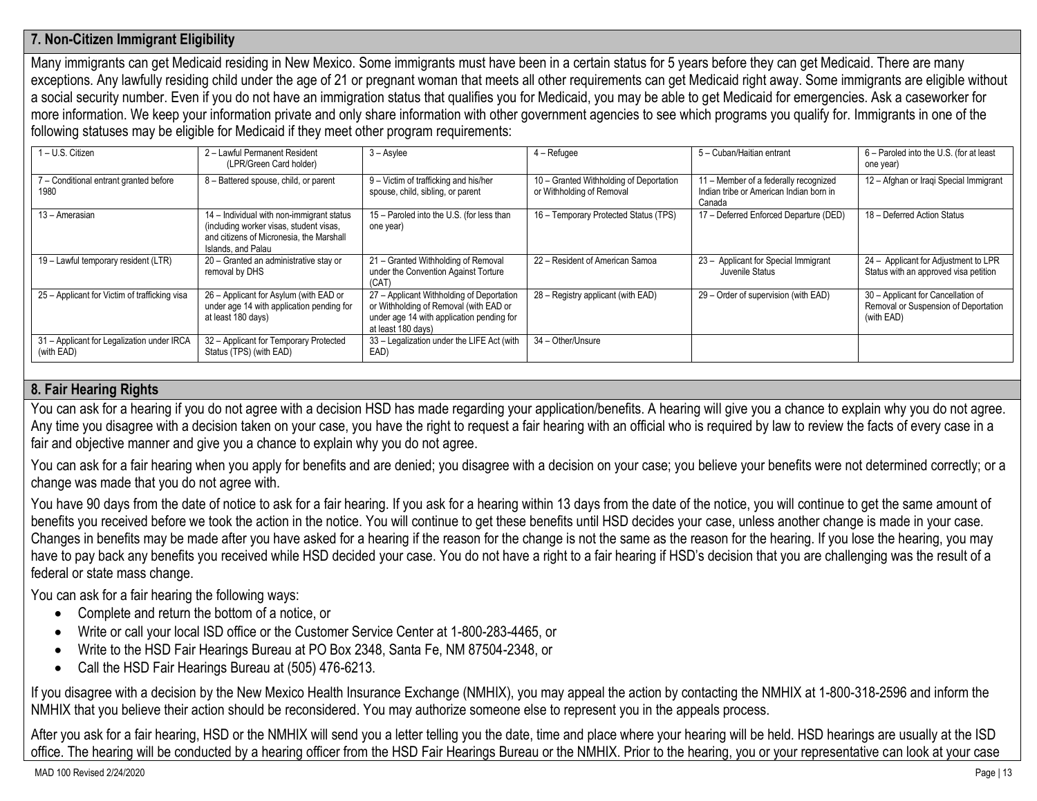## 7. Non-Citizen Immigrant Eligibility

Many immigrants can get Medicaid residing in New Mexico. Some immigrants must have been in a certain status for 5 years before they can get Medicaid. There are many exceptions. Any lawfully residing child under the age of 21 or pregnant woman that meets all other requirements can get Medicaid right away. Some immigrants are eligible without a social security number. Even if you do not have an immigration status that qualifies you for Medicaid, you may be able to get Medicaid for emergencies. Ask a caseworker for more information. We keep your information private and only share information with other government agencies to see which programs you qualify for. Immigrants in one of the following statuses may be eligible for Medicaid if they meet other program requirements:

| | | | | | |
|---|---|---|---|---|---|
| 1 – U.S. Citizen | 2 – Lawful Permanent Resident (LPR/Green Card holder) | 3 – Asylee | 4 – Refugee | 5 – Cuban/Haitian entrant | 6 – Paroled into the U.S. (for at least one year) |
| 7 – Conditional entrant granted before 1980 | 8 – Battered spouse, child, or parent | 9 – Victim of trafficking and his/her spouse, child, sibling, or parent | 10 – Granted Withholding of Deportation or Withholding of Removal | 11 – Member of a federally recognized Indian tribe or American Indian born in Canada | 12 – Afghan or Iraqi Special Immigrant |
| 13 – Amerasian | 14 – Individual with non-immigrant status (including worker visas, student visas, and citizens of Micronesia, the Marshall Islands, and Palau | 15 – Paroled into the U.S. (for less than one year) | 16 – Temporary Protected Status (TPS) | 17 – Deferred Enforced Departure (DED) | 18 – Deferred Action Status |
| 19 – Lawful temporary resident (LTR) | 20 – Granted an administrative stay or removal by DHS | 21 – Granted Withholding of Removal under the Convention Against Torture (CAT) | 22 – Resident of American Samoa | 23 – Applicant for Special Immigrant Juvenile Status | 24 – Applicant for Adjustment to LPR Status with an approved visa petition |
| 25 – Applicant for Victim of trafficking visa | 26 – Applicant for Asylum (with EAD or under age 14 with application pending for at least 180 days) | 27 – Applicant Withholding of Deportation or Withholding of Removal (with EAD or under age 14 with application pending for at least 180 days) | 28 – Registry applicant (with EAD) | 29 – Order of supervision (with EAD) | 30 – Applicant for Cancellation of Removal or Suspension of Deportation (with EAD) |
| 31 – Applicant for Legalization under IRCA (with EAD) | 32 – Applicant for Temporary Protected Status (TPS) (with EAD) | 33 – Legalization under the LIFE Act (with EAD) | 34 – Other/Unsure | | |

## 8. Fair Hearing Rights

You can ask for a hearing if you do not agree with a decision HSD has made regarding your application/benefits. A hearing will give you a chance to explain why you do not agree. Any time you disagree with a decision taken on your case, you have the right to request a fair hearing with an official who is required by law to review the facts of every case in a fair and objective manner and give you a chance to explain why you do not agree.

You can ask for a fair hearing when you apply for benefits and are denied; you disagree with a decision on your case; you believe your benefits were not determined correctly; or a change was made that you do not agree with.

You have 90 days from the date of notice to ask for a fair hearing. If you ask for a hearing within 13 days from the date of the notice, you will continue to get the same amount of benefits you received before we took the action in the notice. You will continue to get these benefits until HSD decides your case, unless another change is made in your case. Changes in benefits may be made after you have asked for a hearing if the reason for the change is not the same as the reason for the hearing. If you lose the hearing, you may have to pay back any benefits you received while HSD decided your case. You do not have a right to a fair hearing if HSD's decision that you are challenging was the result of a federal or state mass change.

You can ask for a fair hearing the following ways:

- Complete and return the bottom of a notice, or
- Write or call your local ISD office or the Customer Service Center at 1-800-283-4465, or
- Write to the HSD Fair Hearings Bureau at PO Box 2348, Santa Fe, NM 87504-2348, or
- Call the HSD Fair Hearings Bureau at (505) 476-6213.

If you disagree with a decision by the New Mexico Health Insurance Exchange (NMHIX), you may appeal the action by contacting the NMHIX at 1-800-318-2596 and inform the NMHIX that you believe their action should be reconsidered. You may authorize someone else to represent you in the appeals process.

After you ask for a fair hearing, HSD or the NMHIX will send you a letter telling you the date, time and place where your hearing will be held. HSD hearings are usually at the ISD office. The hearing will be conducted by a hearing officer from the HSD Fair Hearings Bureau or the NMHIX. Prior to the hearing, you or your representative can look at your case

MAD 100 Revised 2/24/2020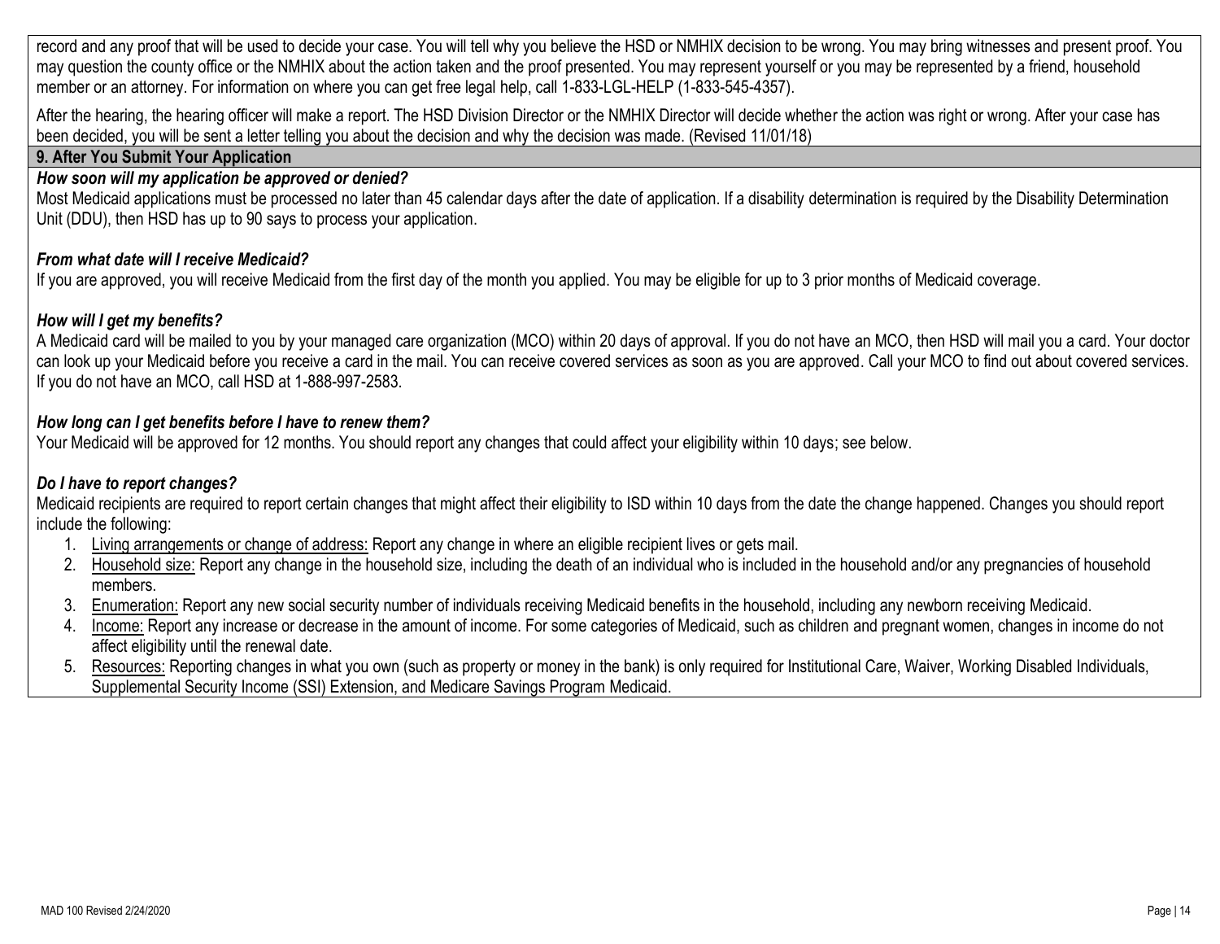record and any proof that will be used to decide your case. You will tell why you believe the HSD or NMHIX decision to be wrong. You may bring witnesses and present proof. You may question the county office or the NMHIX about the action taken and the proof presented. You may represent yourself or you may be represented by a friend, household member or an attorney. For information on where you can get free legal help, call 1-833-LGL-HELP (1-833-545-4357).

After the hearing, the hearing officer will make a report. The HSD Division Director or the NMHIX Director will decide whether the action was right or wrong. After your case has been decided, you will be sent a letter telling you about the decision and why the decision was made. (Revised 11/01/18)

## 9. After You Submit Your Application

***How soon will my application be approved or denied?***

Most Medicaid applications must be processed no later than 45 calendar days after the date of application. If a disability determination is required by the Disability Determination Unit (DDU), then HSD has up to 90 says to process your application.

***From what date will I receive Medicaid?***

If you are approved, you will receive Medicaid from the first day of the month you applied. You may be eligible for up to 3 prior months of Medicaid coverage.

***How will I get my benefits?***

A Medicaid card will be mailed to you by your managed care organization (MCO) within 20 days of approval. If you do not have an MCO, then HSD will mail you a card. Your doctor can look up your Medicaid before you receive a card in the mail. You can receive covered services as soon as you are approved. Call your MCO to find out about covered services. If you do not have an MCO, call HSD at 1-888-997-2583.

***How long can I get benefits before I have to renew them?***

Your Medicaid will be approved for 12 months. You should report any changes that could affect your eligibility within 10 days; see below.

***Do I have to report changes?***

Medicaid recipients are required to report certain changes that might affect their eligibility to ISD within 10 days from the date the change happened. Changes you should report include the following:

1. Living arrangements or change of address: Report any change in where an eligible recipient lives or gets mail.
2. Household size: Report any change in the household size, including the death of an individual who is included in the household and/or any pregnancies of household members.
3. Enumeration: Report any new social security number of individuals receiving Medicaid benefits in the household, including any newborn receiving Medicaid.
4. Income: Report any increase or decrease in the amount of income. For some categories of Medicaid, such as children and pregnant women, changes in income do not affect eligibility until the renewal date.
5. Resources: Reporting changes in what you own (such as property or money in the bank) is only required for Institutional Care, Waiver, Working Disabled Individuals, Supplemental Security Income (SSI) Extension, and Medicare Savings Program Medicaid.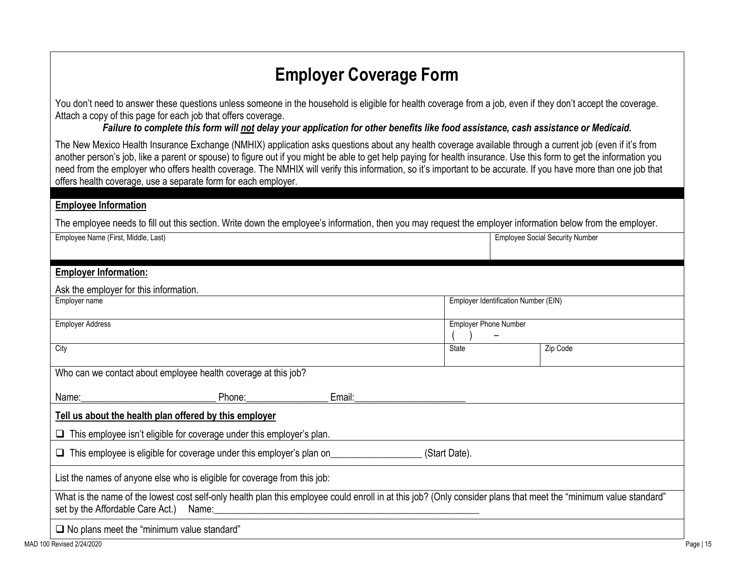# Employer Coverage Form

You don't need to answer these questions unless someone in the household is eligible for health coverage from a job, even if they don't accept the coverage. Attach a copy of this page for each job that offers coverage.

***Failure to complete this form will <u>not</u> delay your application for other benefits like food assistance, cash assistance or Medicaid.***

The New Mexico Health Insurance Exchange (NMHIX) application asks questions about any health coverage available through a current job (even if it's from another person's job, like a parent or spouse) to figure out if you might be able to get help paying for health insurance. Use this form to get the information you need from the employer who offers health coverage. The NMHIX will verify this information, so it's important to be accurate. If you have more than one job that offers health coverage, use a separate form for each employer.

**<u>Employee Information</u>**

The employee needs to fill out this section. Write down the employee's information, then you may request the employer information below from the employer.

| Employee Name (First, Middle, Last) | Employee Social Security Number |
|---|---|
| | |

**<u>Employer Information:</u>**

Ask the employer for this information.

| Employer name | Employer Identification Number (EIN) | |
|---|---|---|
| Employer Address | Employer Phone Number ( ) – | |
| City | State | Zip Code |

Who can we contact about employee health coverage at this job?

Name:___________________________ Phone:________________ Email:______________________

**<u>Tell us about the health plan offered by this employer</u>**

❑ This employee isn't eligible for coverage under this employer's plan.

❑ This employee is eligible for coverage under this employer's plan on___________________ (Start Date).

List the names of anyone else who is eligible for coverage from this job:

What is the name of the lowest cost self-only health plan this employee could enroll in at this job? (Only consider plans that meet the "minimum value standard" set by the Affordable Care Act.) Name:_________________________________________________________

❑ No plans meet the "minimum value standard"

MAD 100 Revised 2/24/2020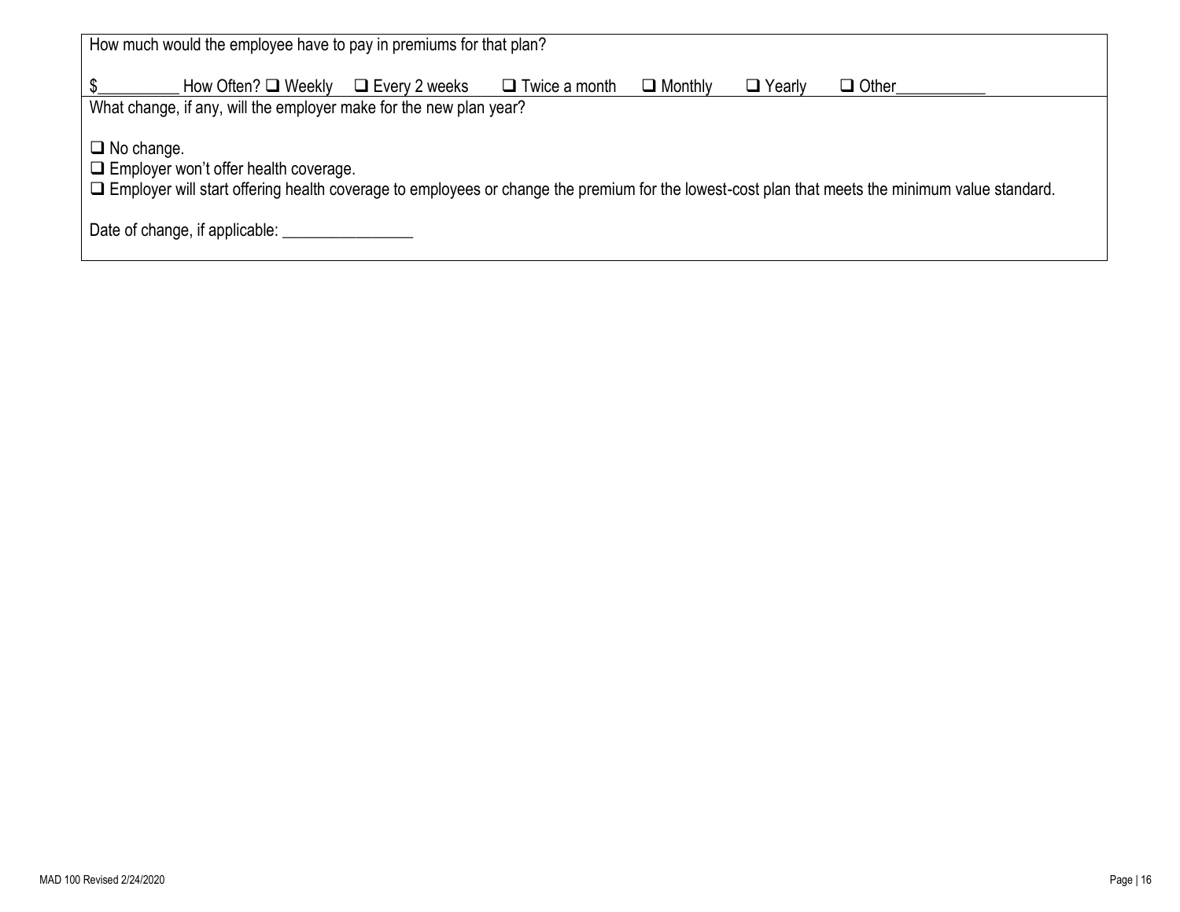How much would the employee have to pay in premiums for that plan?

$__________ How Often? ❑ Weekly ❑ Every 2 weeks ❑ Twice a month ❑ Monthly ❑ Yearly ❑ Other___________

What change, if any, will the employer make for the new plan year?

❑ No change.
❑ Employer won't offer health coverage.
❑ Employer will start offering health coverage to employees or change the premium for the lowest-cost plan that meets the minimum value standard.

Date of change, if applicable: ________________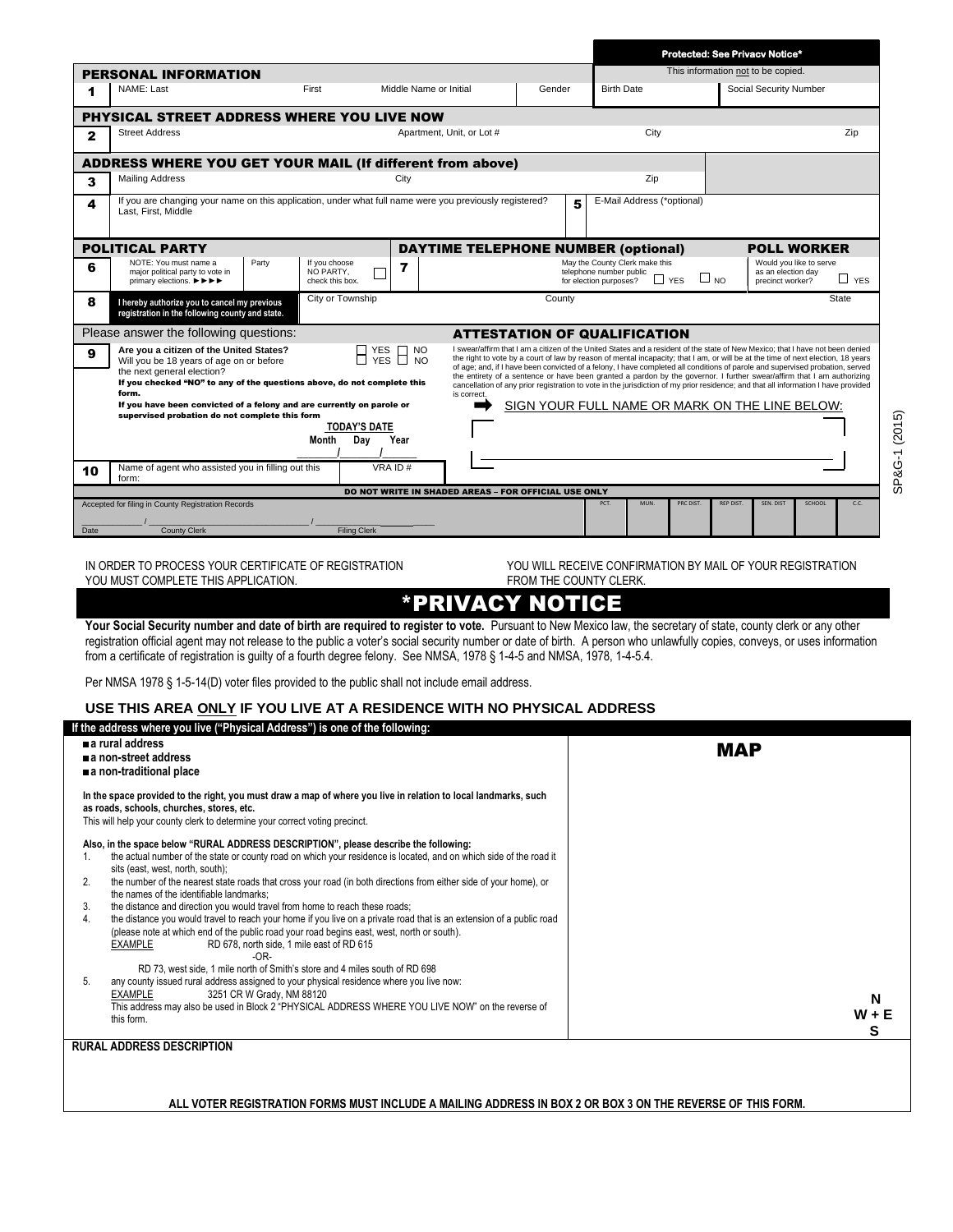**Protected: See Privacy Notice***

This information not to be copied.

## PERSONAL INFORMATION

| | | | | | | | |
|---|---|---|---|---|---|---|---|
| 1 | NAME: Last | First | Middle Name or Initial | Gender | Birth Date | Social Security Number |

## PHYSICAL STREET ADDRESS WHERE YOU LIVE NOW

| | | | | |
|---|---|---|---|---|
| 2 | Street Address | Apartment, Unit, or Lot # | City | Zip |

## ADDRESS WHERE YOU GET YOUR MAIL (If different from above)

| | | | |
|---|---|---|---|
| 3 | Mailing Address | City | Zip |

| | | | |
|---|---|---|---|
| 4 | If you are changing your name on this application, under what full name were you previously registered? Last, First, Middle | 5 | E-Mail Address (*optional) |

## POLITICAL PARTY

6 NOTE: You must name a major political party to vote in primary elections. ►►►► Party ___ If you choose NO PARTY, check this box. ☐

## DAYTIME TELEPHONE NUMBER (optional)

7 ___ May the County Clerk make this telephone number public for election purposes? ☐ YES ☐ NO

## POLL WORKER

Would you like to serve as an election day precinct worker? ☐ YES

| | | | | |
|---|---|---|---|---|
| 8 | I hereby authorize you to cancel my previous registration in the following county and state. | City or Township | County | State |

Please answer the following questions:

9 **Are you a citizen of the United States?** ☐ YES ☐ NO
Will you be 18 years of age on or before the next general election? ☐ YES ☐ NO

**If you checked "NO" to any of the questions above, do not complete this form.**

**If you have been convicted of a felony and are currently on parole or supervised probation do not complete this form**

**TODAY'S DATE**
Month ___ / Day ___ / Year ___

10 Name of agent who assisted you in filling out this form: ___ VRA ID # ___

## ATTESTATION OF QUALIFICATION

I swear/affirm that I am a citizen of the United States and a resident of the state of New Mexico; that I have not been denied the right to vote by a court of law by reason of mental incapacity; that I am, or will be at the time of next election, 18 years of age; and, if I have been convicted of a felony, I have completed all conditions of parole and supervised probation, served the entirety of a sentence or have been granted a pardon by the governor. I further swear/affirm that I am authorizing cancellation of any prior registration to vote in the jurisdiction of my prior residence; and that all information I have provided is correct.

➡ SIGN YOUR FULL NAME OR MARK ON THE LINE BELOW:

**DO NOT WRITE IN SHADED AREAS – FOR OFFICIAL USE ONLY**

Accepted for filing in County Registration Records

___ / ___ / ___
Date / County Clerk / Filing Clerk

| PCT. | MUN. | PRC DIST. | REP DIST. | SEN. DIST | SCHOOL | C.C. |
|---|---|---|---|---|---|---|
| | | | | | | |

SP&G-1 (2015)

IN ORDER TO PROCESS YOUR CERTIFICATE OF REGISTRATION YOU MUST COMPLETE THIS APPLICATION.

YOU WILL RECEIVE CONFIRMATION BY MAIL OF YOUR REGISTRATION FROM THE COUNTY CLERK.

# *PRIVACY NOTICE

**Your Social Security number and date of birth are required to register to vote.** Pursuant to New Mexico law, the secretary of state, county clerk or any other registration official agent may not release to the public a voter's social security number or date of birth. A person who unlawfully copies, conveys, or uses information from a certificate of registration is guilty of a fourth degree felony. See NMSA, 1978 § 1-4-5 and NMSA, 1978, 1-4-5.4.

Per NMSA 1978 § 1-5-14(D) voter files provided to the public shall not include email address.

## USE THIS AREA ONLY IF YOU LIVE AT A RESIDENCE WITH NO PHYSICAL ADDRESS

**If the address where you live ("Physical Address") is one of the following:**

- **a rural address**
- **a non-street address**
- **a non-traditional place**

**In the space provided to the right, you must draw a map of where you live in relation to local landmarks, such as roads, schools, churches, stores, etc.**
This will help your county clerk to determine your correct voting precinct.

**Also, in the space below "RURAL ADDRESS DESCRIPTION", please describe the following:**

1. the actual number of the state or county road on which your residence is located, and on which side of the road it sits (east, west, north, south);
2. the number of the nearest state roads that cross your road (in both directions from either side of your home), or the names of the identifiable landmarks;
3. the distance and direction you would travel from home to reach these roads;
4. the distance you would travel to reach your home if you live on a private road that is an extension of a public road (please note at which end of the public road your road begins east, west, north or south).
   EXAMPLE RD 678, north side, 1 mile east of RD 615
   -OR-
   RD 73, west side, 1 mile north of Smith's store and 4 miles south of RD 698
5. any county issued rural address assigned to your physical residence where you live now:
   EXAMPLE 3251 CR W Grady, NM 88120
   This address may also be used in Block 2 "PHYSICAL ADDRESS WHERE YOU LIVE NOW" on the reverse of this form.

## MAP

N
W + E
S

**RURAL ADDRESS DESCRIPTION**

**ALL VOTER REGISTRATION FORMS MUST INCLUDE A MAILING ADDRESS IN BOX 2 OR BOX 3 ON THE REVERSE OF THIS FORM.**